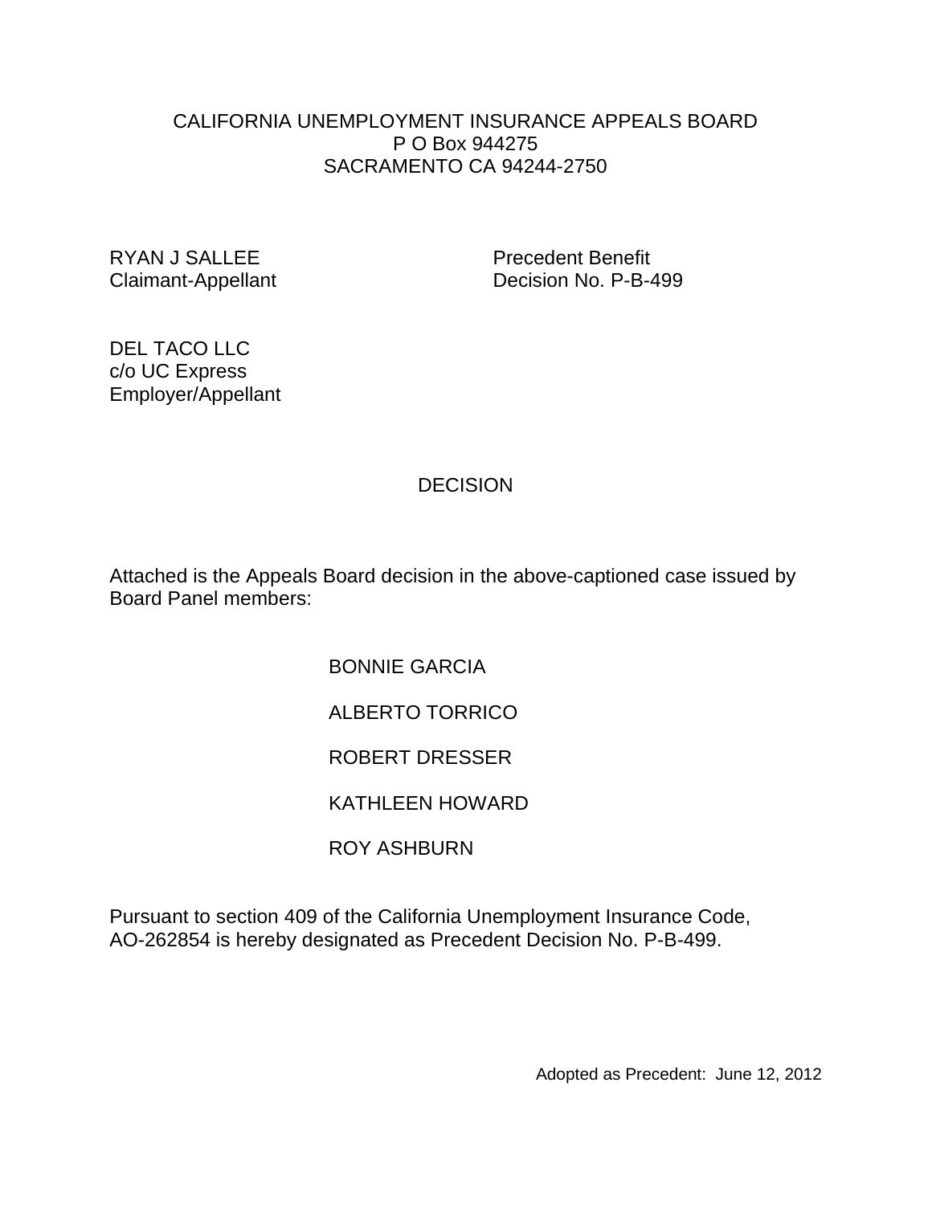# CALIFORNIA UNEMPLOYMENT INSURANCE APPEALS BOARD

P O Box 944275
SACRAMENTO CA 94244-2750

RYAN J SALLEE
Claimant-Appellant

Precedent Benefit
Decision No. P-B-499

DEL TACO LLC
c/o UC Express
Employer/Appellant

## DECISION

Attached is the Appeals Board decision in the above-captioned case issued by Board Panel members:

BONNIE GARCIA

ALBERTO TORRICO

ROBERT DRESSER

KATHLEEN HOWARD

ROY ASHBURN

Pursuant to section 409 of the California Unemployment Insurance Code, AO-262854 is hereby designated as Precedent Decision No. P-B-499.

Adopted as Precedent: June 12, 2012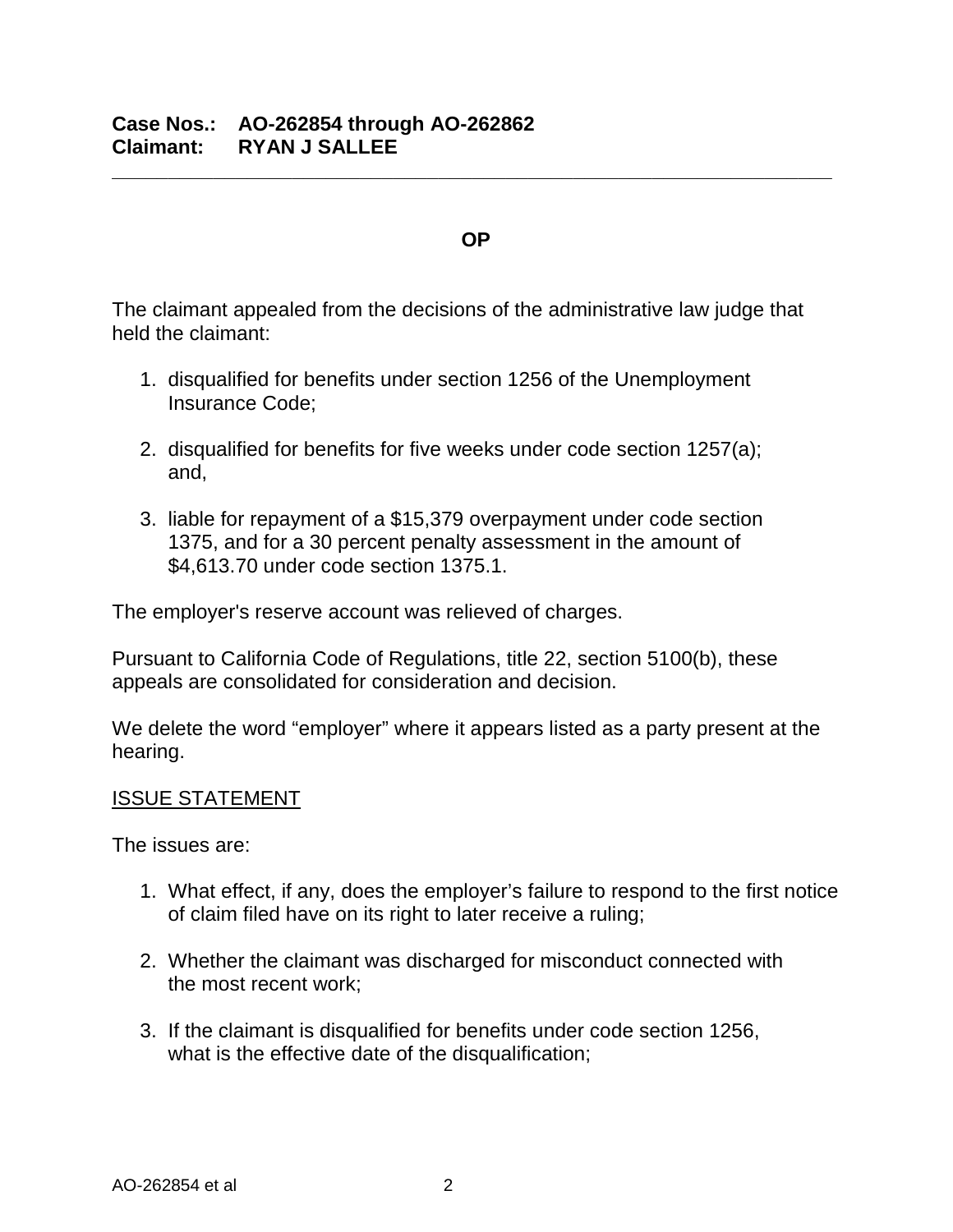**Case Nos.: AO-262854 through AO-262862**
**Claimant: RYAN J SALLEE**

---

**OP**

The claimant appealed from the decisions of the administrative law judge that held the claimant:

1. disqualified for benefits under section 1256 of the Unemployment Insurance Code;

2. disqualified for benefits for five weeks under code section 1257(a); and,

3. liable for repayment of a $15,379 overpayment under code section 1375, and for a 30 percent penalty assessment in the amount of $4,613.70 under code section 1375.1.

The employer's reserve account was relieved of charges.

Pursuant to California Code of Regulations, title 22, section 5100(b), these appeals are consolidated for consideration and decision.

We delete the word "employer" where it appears listed as a party present at the hearing.

ISSUE STATEMENT

The issues are:

1. What effect, if any, does the employer's failure to respond to the first notice of claim filed have on its right to later receive a ruling;

2. Whether the claimant was discharged for misconduct connected with the most recent work;

3. If the claimant is disqualified for benefits under code section 1256, what is the effective date of the disqualification;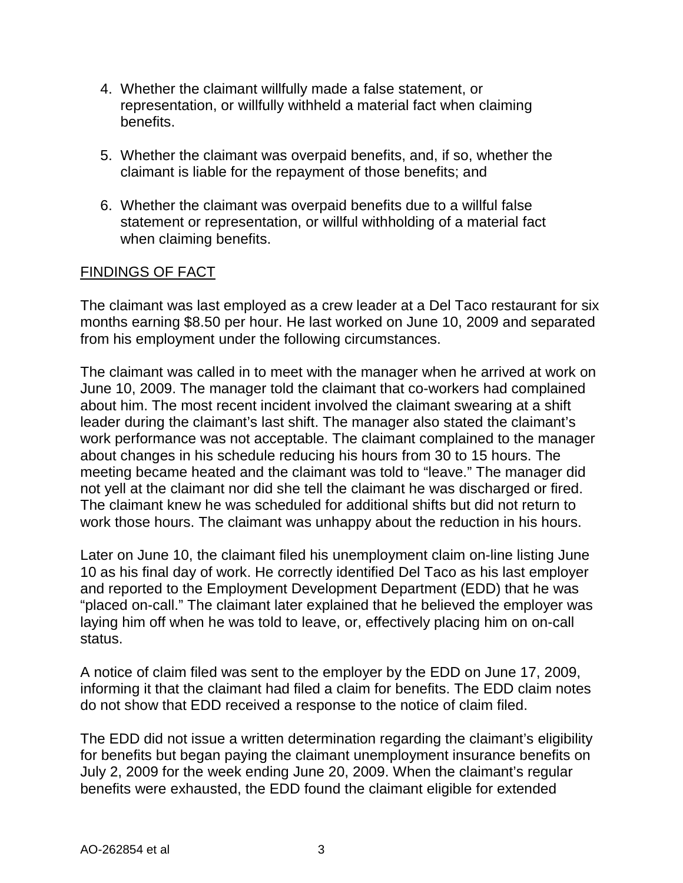4. Whether the claimant willfully made a false statement, or representation, or willfully withheld a material fact when claiming benefits.

5. Whether the claimant was overpaid benefits, and, if so, whether the claimant is liable for the repayment of those benefits; and

6. Whether the claimant was overpaid benefits due to a willful false statement or representation, or willful withholding of a material fact when claiming benefits.

## FINDINGS OF FACT

The claimant was last employed as a crew leader at a Del Taco restaurant for six months earning $8.50 per hour. He last worked on June 10, 2009 and separated from his employment under the following circumstances.

The claimant was called in to meet with the manager when he arrived at work on June 10, 2009. The manager told the claimant that co-workers had complained about him. The most recent incident involved the claimant swearing at a shift leader during the claimant's last shift. The manager also stated the claimant's work performance was not acceptable. The claimant complained to the manager about changes in his schedule reducing his hours from 30 to 15 hours. The meeting became heated and the claimant was told to "leave." The manager did not yell at the claimant nor did she tell the claimant he was discharged or fired. The claimant knew he was scheduled for additional shifts but did not return to work those hours. The claimant was unhappy about the reduction in his hours.

Later on June 10, the claimant filed his unemployment claim on-line listing June 10 as his final day of work. He correctly identified Del Taco as his last employer and reported to the Employment Development Department (EDD) that he was "placed on-call." The claimant later explained that he believed the employer was laying him off when he was told to leave, or, effectively placing him on on-call status.

A notice of claim filed was sent to the employer by the EDD on June 17, 2009, informing it that the claimant had filed a claim for benefits. The EDD claim notes do not show that EDD received a response to the notice of claim filed.

The EDD did not issue a written determination regarding the claimant's eligibility for benefits but began paying the claimant unemployment insurance benefits on July 2, 2009 for the week ending June 20, 2009. When the claimant's regular benefits were exhausted, the EDD found the claimant eligible for extended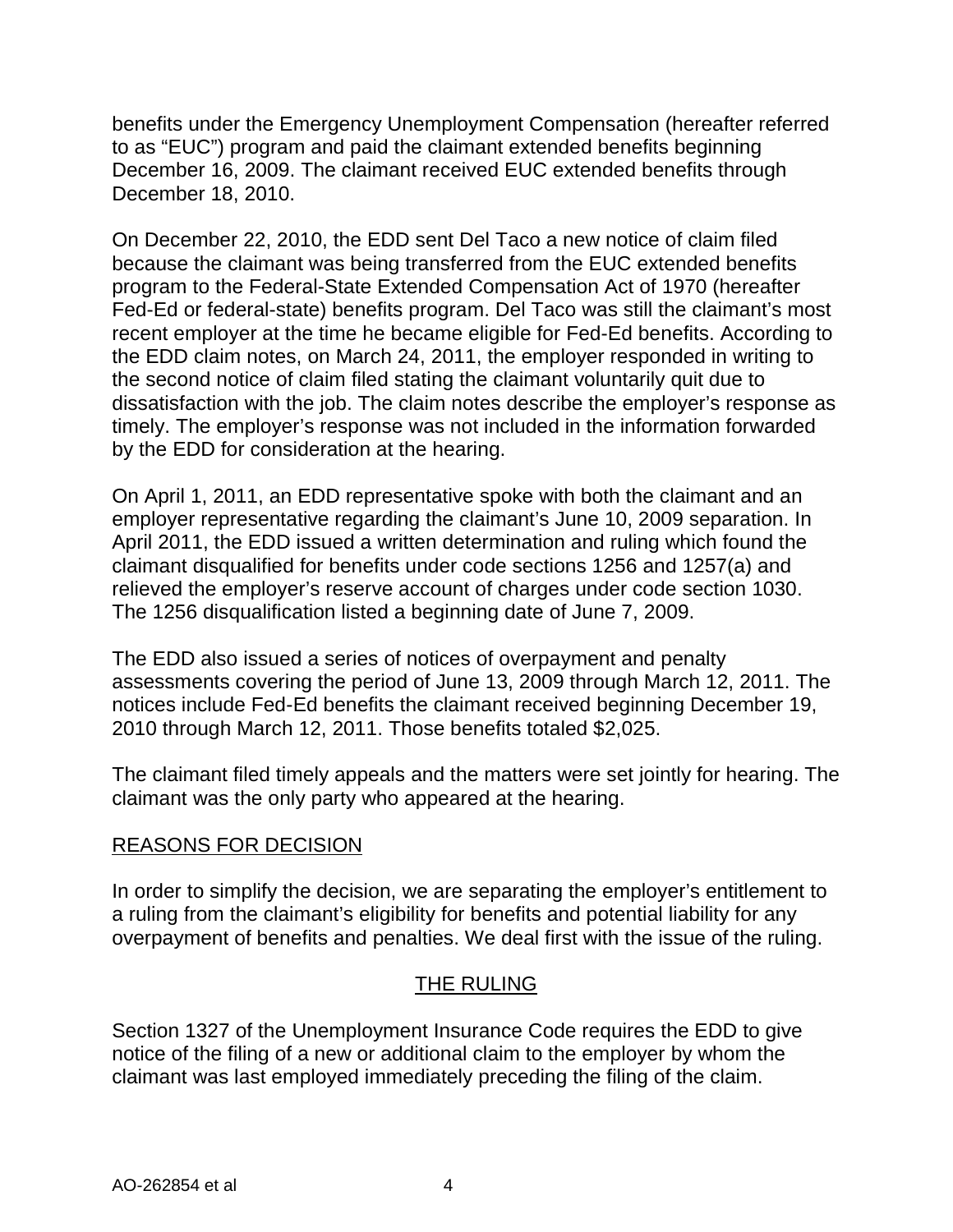benefits under the Emergency Unemployment Compensation (hereafter referred to as "EUC") program and paid the claimant extended benefits beginning December 16, 2009. The claimant received EUC extended benefits through December 18, 2010.

On December 22, 2010, the EDD sent Del Taco a new notice of claim filed because the claimant was being transferred from the EUC extended benefits program to the Federal-State Extended Compensation Act of 1970 (hereafter Fed-Ed or federal-state) benefits program. Del Taco was still the claimant's most recent employer at the time he became eligible for Fed-Ed benefits. According to the EDD claim notes, on March 24, 2011, the employer responded in writing to the second notice of claim filed stating the claimant voluntarily quit due to dissatisfaction with the job. The claim notes describe the employer's response as timely. The employer's response was not included in the information forwarded by the EDD for consideration at the hearing.

On April 1, 2011, an EDD representative spoke with both the claimant and an employer representative regarding the claimant's June 10, 2009 separation. In April 2011, the EDD issued a written determination and ruling which found the claimant disqualified for benefits under code sections 1256 and 1257(a) and relieved the employer's reserve account of charges under code section 1030. The 1256 disqualification listed a beginning date of June 7, 2009.

The EDD also issued a series of notices of overpayment and penalty assessments covering the period of June 13, 2009 through March 12, 2011. The notices include Fed-Ed benefits the claimant received beginning December 19, 2010 through March 12, 2011. Those benefits totaled $2,025.

The claimant filed timely appeals and the matters were set jointly for hearing. The claimant was the only party who appeared at the hearing.

## REASONS FOR DECISION

In order to simplify the decision, we are separating the employer's entitlement to a ruling from the claimant's eligibility for benefits and potential liability for any overpayment of benefits and penalties. We deal first with the issue of the ruling.

### THE RULING

Section 1327 of the Unemployment Insurance Code requires the EDD to give notice of the filing of a new or additional claim to the employer by whom the claimant was last employed immediately preceding the filing of the claim.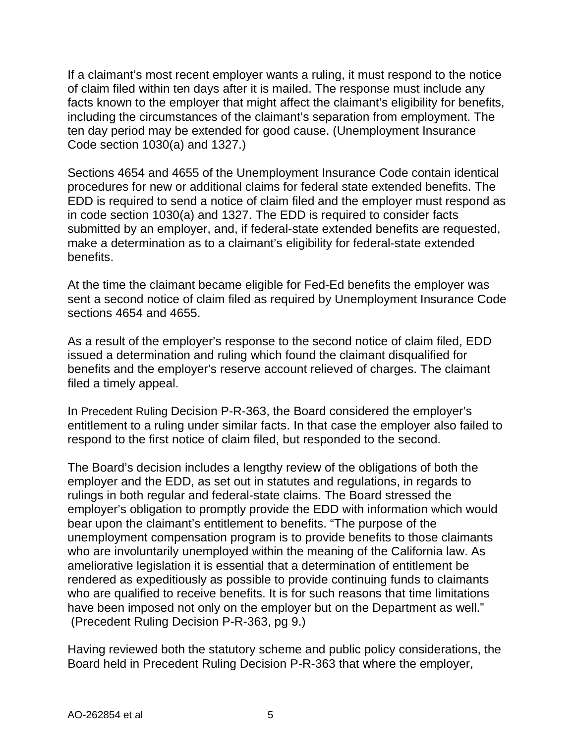If a claimant's most recent employer wants a ruling, it must respond to the notice of claim filed within ten days after it is mailed. The response must include any facts known to the employer that might affect the claimant's eligibility for benefits, including the circumstances of the claimant's separation from employment. The ten day period may be extended for good cause. (Unemployment Insurance Code section 1030(a) and 1327.)

Sections 4654 and 4655 of the Unemployment Insurance Code contain identical procedures for new or additional claims for federal state extended benefits. The EDD is required to send a notice of claim filed and the employer must respond as in code section 1030(a) and 1327. The EDD is required to consider facts submitted by an employer, and, if federal-state extended benefits are requested, make a determination as to a claimant's eligibility for federal-state extended benefits.

At the time the claimant became eligible for Fed-Ed benefits the employer was sent a second notice of claim filed as required by Unemployment Insurance Code sections 4654 and 4655.

As a result of the employer's response to the second notice of claim filed, EDD issued a determination and ruling which found the claimant disqualified for benefits and the employer's reserve account relieved of charges. The claimant filed a timely appeal.

In Precedent Ruling Decision P-R-363, the Board considered the employer's entitlement to a ruling under similar facts. In that case the employer also failed to respond to the first notice of claim filed, but responded to the second.

The Board's decision includes a lengthy review of the obligations of both the employer and the EDD, as set out in statutes and regulations, in regards to rulings in both regular and federal-state claims. The Board stressed the employer's obligation to promptly provide the EDD with information which would bear upon the claimant's entitlement to benefits. "The purpose of the unemployment compensation program is to provide benefits to those claimants who are involuntarily unemployed within the meaning of the California law. As ameliorative legislation it is essential that a determination of entitlement be rendered as expeditiously as possible to provide continuing funds to claimants who are qualified to receive benefits. It is for such reasons that time limitations have been imposed not only on the employer but on the Department as well." (Precedent Ruling Decision P-R-363, pg 9.)

Having reviewed both the statutory scheme and public policy considerations, the Board held in Precedent Ruling Decision P-R-363 that where the employer,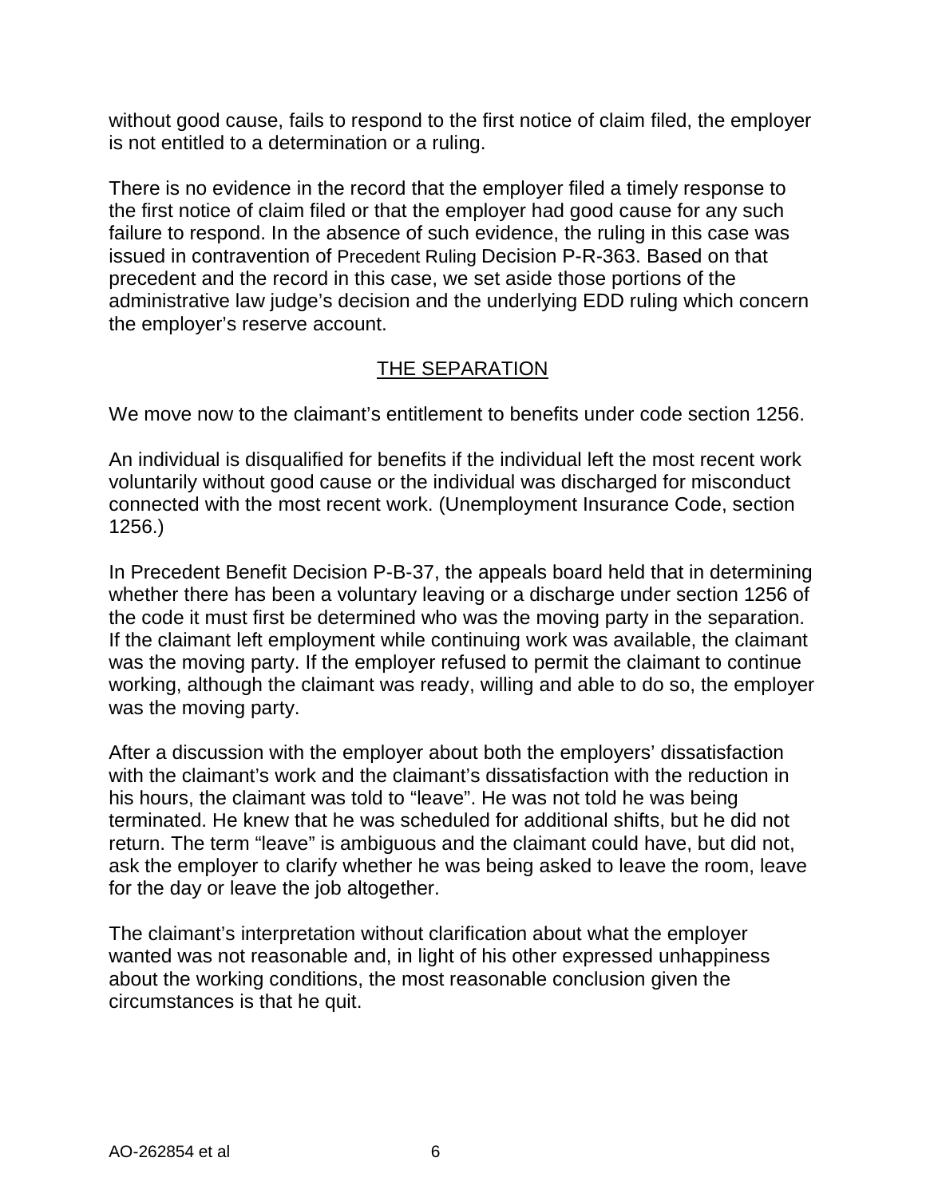without good cause, fails to respond to the first notice of claim filed, the employer is not entitled to a determination or a ruling.

There is no evidence in the record that the employer filed a timely response to the first notice of claim filed or that the employer had good cause for any such failure to respond. In the absence of such evidence, the ruling in this case was issued in contravention of Precedent Ruling Decision P-R-363. Based on that precedent and the record in this case, we set aside those portions of the administrative law judge's decision and the underlying EDD ruling which concern the employer's reserve account.

## THE SEPARATION

We move now to the claimant's entitlement to benefits under code section 1256.

An individual is disqualified for benefits if the individual left the most recent work voluntarily without good cause or the individual was discharged for misconduct connected with the most recent work. (Unemployment Insurance Code, section 1256.)

In Precedent Benefit Decision P-B-37, the appeals board held that in determining whether there has been a voluntary leaving or a discharge under section 1256 of the code it must first be determined who was the moving party in the separation. If the claimant left employment while continuing work was available, the claimant was the moving party. If the employer refused to permit the claimant to continue working, although the claimant was ready, willing and able to do so, the employer was the moving party.

After a discussion with the employer about both the employers' dissatisfaction with the claimant's work and the claimant's dissatisfaction with the reduction in his hours, the claimant was told to "leave". He was not told he was being terminated. He knew that he was scheduled for additional shifts, but he did not return. The term "leave" is ambiguous and the claimant could have, but did not, ask the employer to clarify whether he was being asked to leave the room, leave for the day or leave the job altogether.

The claimant's interpretation without clarification about what the employer wanted was not reasonable and, in light of his other expressed unhappiness about the working conditions, the most reasonable conclusion given the circumstances is that he quit.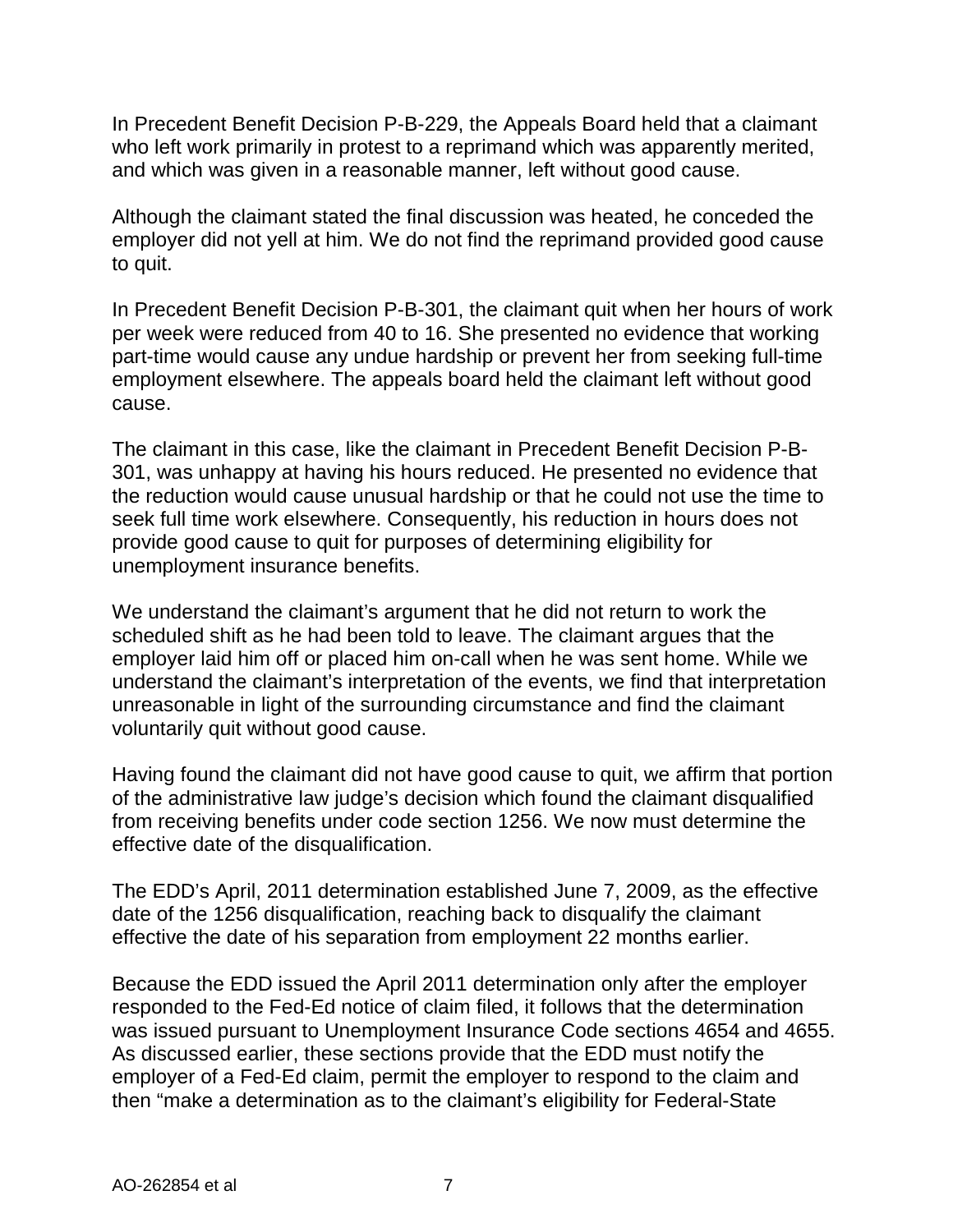In Precedent Benefit Decision P-B-229, the Appeals Board held that a claimant who left work primarily in protest to a reprimand which was apparently merited, and which was given in a reasonable manner, left without good cause.

Although the claimant stated the final discussion was heated, he conceded the employer did not yell at him. We do not find the reprimand provided good cause to quit.

In Precedent Benefit Decision P-B-301, the claimant quit when her hours of work per week were reduced from 40 to 16. She presented no evidence that working part-time would cause any undue hardship or prevent her from seeking full-time employment elsewhere. The appeals board held the claimant left without good cause.

The claimant in this case, like the claimant in Precedent Benefit Decision P-B-301, was unhappy at having his hours reduced. He presented no evidence that the reduction would cause unusual hardship or that he could not use the time to seek full time work elsewhere. Consequently, his reduction in hours does not provide good cause to quit for purposes of determining eligibility for unemployment insurance benefits.

We understand the claimant's argument that he did not return to work the scheduled shift as he had been told to leave. The claimant argues that the employer laid him off or placed him on-call when he was sent home. While we understand the claimant's interpretation of the events, we find that interpretation unreasonable in light of the surrounding circumstance and find the claimant voluntarily quit without good cause.

Having found the claimant did not have good cause to quit, we affirm that portion of the administrative law judge's decision which found the claimant disqualified from receiving benefits under code section 1256. We now must determine the effective date of the disqualification.

The EDD's April, 2011 determination established June 7, 2009, as the effective date of the 1256 disqualification, reaching back to disqualify the claimant effective the date of his separation from employment 22 months earlier.

Because the EDD issued the April 2011 determination only after the employer responded to the Fed-Ed notice of claim filed, it follows that the determination was issued pursuant to Unemployment Insurance Code sections 4654 and 4655. As discussed earlier, these sections provide that the EDD must notify the employer of a Fed-Ed claim, permit the employer to respond to the claim and then "make a determination as to the claimant's eligibility for Federal-State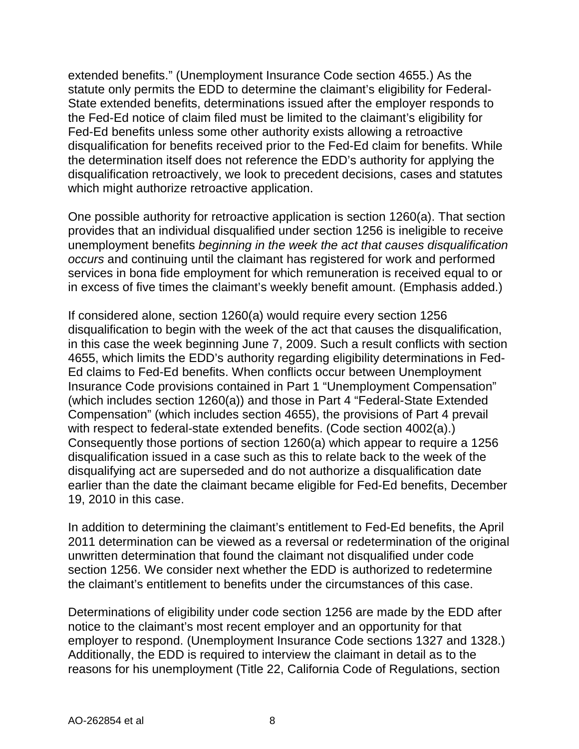extended benefits." (Unemployment Insurance Code section 4655.) As the statute only permits the EDD to determine the claimant's eligibility for Federal-State extended benefits, determinations issued after the employer responds to the Fed-Ed notice of claim filed must be limited to the claimant's eligibility for Fed-Ed benefits unless some other authority exists allowing a retroactive disqualification for benefits received prior to the Fed-Ed claim for benefits. While the determination itself does not reference the EDD's authority for applying the disqualification retroactively, we look to precedent decisions, cases and statutes which might authorize retroactive application.

One possible authority for retroactive application is section 1260(a). That section provides that an individual disqualified under section 1256 is ineligible to receive unemployment benefits *beginning in the week the act that causes disqualification occurs* and continuing until the claimant has registered for work and performed services in bona fide employment for which remuneration is received equal to or in excess of five times the claimant's weekly benefit amount. (Emphasis added.)

If considered alone, section 1260(a) would require every section 1256 disqualification to begin with the week of the act that causes the disqualification, in this case the week beginning June 7, 2009. Such a result conflicts with section 4655, which limits the EDD's authority regarding eligibility determinations in Fed-Ed claims to Fed-Ed benefits. When conflicts occur between Unemployment Insurance Code provisions contained in Part 1 "Unemployment Compensation" (which includes section 1260(a)) and those in Part 4 "Federal-State Extended Compensation" (which includes section 4655), the provisions of Part 4 prevail with respect to federal-state extended benefits. (Code section 4002(a).) Consequently those portions of section 1260(a) which appear to require a 1256 disqualification issued in a case such as this to relate back to the week of the disqualifying act are superseded and do not authorize a disqualification date earlier than the date the claimant became eligible for Fed-Ed benefits, December 19, 2010 in this case.

In addition to determining the claimant's entitlement to Fed-Ed benefits, the April 2011 determination can be viewed as a reversal or redetermination of the original unwritten determination that found the claimant not disqualified under code section 1256. We consider next whether the EDD is authorized to redetermine the claimant's entitlement to benefits under the circumstances of this case.

Determinations of eligibility under code section 1256 are made by the EDD after notice to the claimant's most recent employer and an opportunity for that employer to respond. (Unemployment Insurance Code sections 1327 and 1328.) Additionally, the EDD is required to interview the claimant in detail as to the reasons for his unemployment (Title 22, California Code of Regulations, section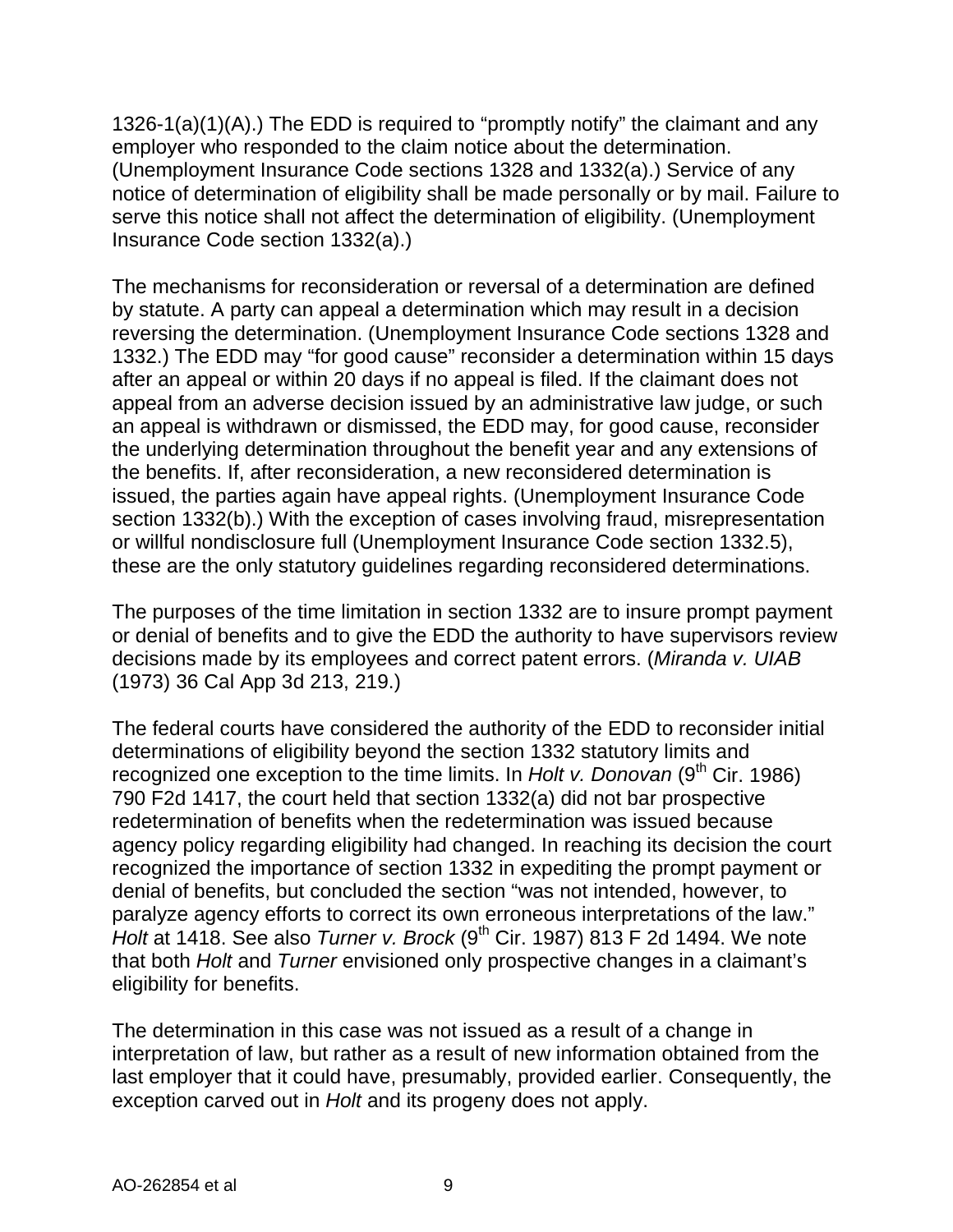1326-1(a)(1)(A).) The EDD is required to "promptly notify" the claimant and any employer who responded to the claim notice about the determination. (Unemployment Insurance Code sections 1328 and 1332(a).) Service of any notice of determination of eligibility shall be made personally or by mail. Failure to serve this notice shall not affect the determination of eligibility. (Unemployment Insurance Code section 1332(a).)

The mechanisms for reconsideration or reversal of a determination are defined by statute. A party can appeal a determination which may result in a decision reversing the determination. (Unemployment Insurance Code sections 1328 and 1332.) The EDD may "for good cause" reconsider a determination within 15 days after an appeal or within 20 days if no appeal is filed. If the claimant does not appeal from an adverse decision issued by an administrative law judge, or such an appeal is withdrawn or dismissed, the EDD may, for good cause, reconsider the underlying determination throughout the benefit year and any extensions of the benefits. If, after reconsideration, a new reconsidered determination is issued, the parties again have appeal rights. (Unemployment Insurance Code section 1332(b).) With the exception of cases involving fraud, misrepresentation or willful nondisclosure full (Unemployment Insurance Code section 1332.5), these are the only statutory guidelines regarding reconsidered determinations.

The purposes of the time limitation in section 1332 are to insure prompt payment or denial of benefits and to give the EDD the authority to have supervisors review decisions made by its employees and correct patent errors. (*Miranda v. UIAB* (1973) 36 Cal App 3d 213, 219.)

The federal courts have considered the authority of the EDD to reconsider initial determinations of eligibility beyond the section 1332 statutory limits and recognized one exception to the time limits. In *Holt v. Donovan* (9th Cir. 1986) 790 F2d 1417, the court held that section 1332(a) did not bar prospective redetermination of benefits when the redetermination was issued because agency policy regarding eligibility had changed. In reaching its decision the court recognized the importance of section 1332 in expediting the prompt payment or denial of benefits, but concluded the section "was not intended, however, to paralyze agency efforts to correct its own erroneous interpretations of the law." *Holt* at 1418. See also *Turner v. Brock* (9th Cir. 1987) 813 F 2d 1494. We note that both *Holt* and *Turner* envisioned only prospective changes in a claimant's eligibility for benefits.

The determination in this case was not issued as a result of a change in interpretation of law, but rather as a result of new information obtained from the last employer that it could have, presumably, provided earlier. Consequently, the exception carved out in *Holt* and its progeny does not apply.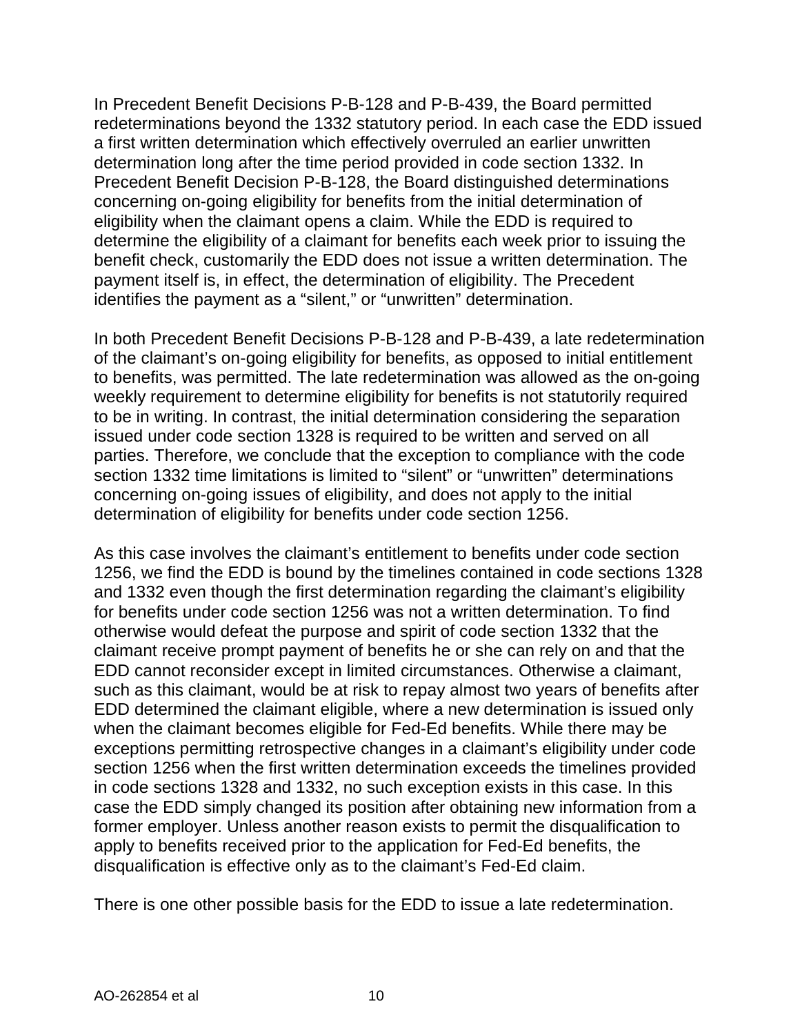In Precedent Benefit Decisions P-B-128 and P-B-439, the Board permitted redeterminations beyond the 1332 statutory period. In each case the EDD issued a first written determination which effectively overruled an earlier unwritten determination long after the time period provided in code section 1332. In Precedent Benefit Decision P-B-128, the Board distinguished determinations concerning on-going eligibility for benefits from the initial determination of eligibility when the claimant opens a claim. While the EDD is required to determine the eligibility of a claimant for benefits each week prior to issuing the benefit check, customarily the EDD does not issue a written determination. The payment itself is, in effect, the determination of eligibility. The Precedent identifies the payment as a "silent," or "unwritten" determination.

In both Precedent Benefit Decisions P-B-128 and P-B-439, a late redetermination of the claimant's on-going eligibility for benefits, as opposed to initial entitlement to benefits, was permitted. The late redetermination was allowed as the on-going weekly requirement to determine eligibility for benefits is not statutorily required to be in writing. In contrast, the initial determination considering the separation issued under code section 1328 is required to be written and served on all parties. Therefore, we conclude that the exception to compliance with the code section 1332 time limitations is limited to "silent" or "unwritten" determinations concerning on-going issues of eligibility, and does not apply to the initial determination of eligibility for benefits under code section 1256.

As this case involves the claimant's entitlement to benefits under code section 1256, we find the EDD is bound by the timelines contained in code sections 1328 and 1332 even though the first determination regarding the claimant's eligibility for benefits under code section 1256 was not a written determination. To find otherwise would defeat the purpose and spirit of code section 1332 that the claimant receive prompt payment of benefits he or she can rely on and that the EDD cannot reconsider except in limited circumstances. Otherwise a claimant, such as this claimant, would be at risk to repay almost two years of benefits after EDD determined the claimant eligible, where a new determination is issued only when the claimant becomes eligible for Fed-Ed benefits. While there may be exceptions permitting retrospective changes in a claimant's eligibility under code section 1256 when the first written determination exceeds the timelines provided in code sections 1328 and 1332, no such exception exists in this case. In this case the EDD simply changed its position after obtaining new information from a former employer. Unless another reason exists to permit the disqualification to apply to benefits received prior to the application for Fed-Ed benefits, the disqualification is effective only as to the claimant's Fed-Ed claim.

There is one other possible basis for the EDD to issue a late redetermination.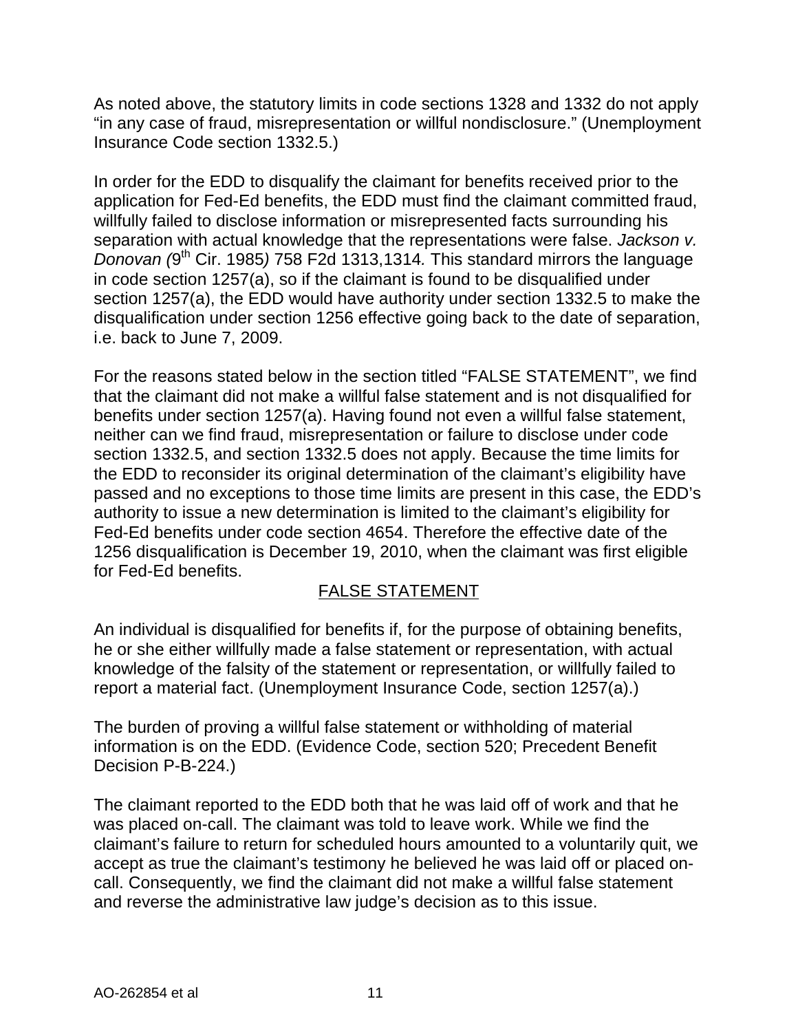As noted above, the statutory limits in code sections 1328 and 1332 do not apply "in any case of fraud, misrepresentation or willful nondisclosure." (Unemployment Insurance Code section 1332.5.)

In order for the EDD to disqualify the claimant for benefits received prior to the application for Fed-Ed benefits, the EDD must find the claimant committed fraud, willfully failed to disclose information or misrepresented facts surrounding his separation with actual knowledge that the representations were false. *Jackson v. Donovan (*9th Cir. 1985*)* 758 F2d 1313,1314*.* This standard mirrors the language in code section 1257(a), so if the claimant is found to be disqualified under section 1257(a), the EDD would have authority under section 1332.5 to make the disqualification under section 1256 effective going back to the date of separation, i.e. back to June 7, 2009.

For the reasons stated below in the section titled "FALSE STATEMENT", we find that the claimant did not make a willful false statement and is not disqualified for benefits under section 1257(a). Having found not even a willful false statement, neither can we find fraud, misrepresentation or failure to disclose under code section 1332.5, and section 1332.5 does not apply. Because the time limits for the EDD to reconsider its original determination of the claimant's eligibility have passed and no exceptions to those time limits are present in this case, the EDD's authority to issue a new determination is limited to the claimant's eligibility for Fed-Ed benefits under code section 4654. Therefore the effective date of the 1256 disqualification is December 19, 2010, when the claimant was first eligible for Fed-Ed benefits.

## FALSE STATEMENT

An individual is disqualified for benefits if, for the purpose of obtaining benefits, he or she either willfully made a false statement or representation, with actual knowledge of the falsity of the statement or representation, or willfully failed to report a material fact. (Unemployment Insurance Code, section 1257(a).)

The burden of proving a willful false statement or withholding of material information is on the EDD. (Evidence Code, section 520; Precedent Benefit Decision P-B-224.)

The claimant reported to the EDD both that he was laid off of work and that he was placed on-call. The claimant was told to leave work. While we find the claimant's failure to return for scheduled hours amounted to a voluntarily quit, we accept as true the claimant's testimony he believed he was laid off or placed on-call. Consequently, we find the claimant did not make a willful false statement and reverse the administrative law judge's decision as to this issue.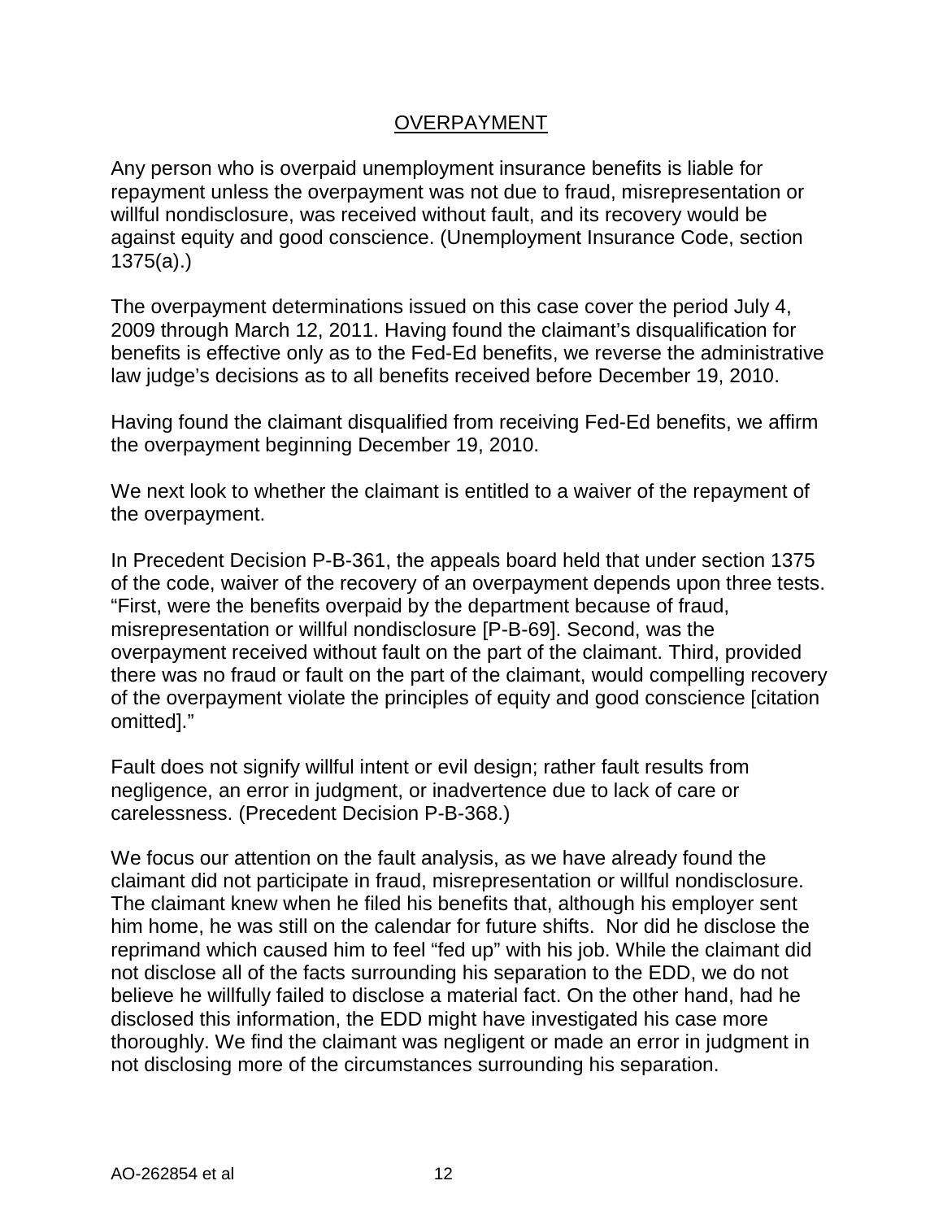## OVERPAYMENT

Any person who is overpaid unemployment insurance benefits is liable for repayment unless the overpayment was not due to fraud, misrepresentation or willful nondisclosure, was received without fault, and its recovery would be against equity and good conscience. (Unemployment Insurance Code, section 1375(a).)

The overpayment determinations issued on this case cover the period July 4, 2009 through March 12, 2011. Having found the claimant's disqualification for benefits is effective only as to the Fed-Ed benefits, we reverse the administrative law judge's decisions as to all benefits received before December 19, 2010.

Having found the claimant disqualified from receiving Fed-Ed benefits, we affirm the overpayment beginning December 19, 2010.

We next look to whether the claimant is entitled to a waiver of the repayment of the overpayment.

In Precedent Decision P-B-361, the appeals board held that under section 1375 of the code, waiver of the recovery of an overpayment depends upon three tests. "First, were the benefits overpaid by the department because of fraud, misrepresentation or willful nondisclosure [P-B-69]. Second, was the overpayment received without fault on the part of the claimant. Third, provided there was no fraud or fault on the part of the claimant, would compelling recovery of the overpayment violate the principles of equity and good conscience [citation omitted]."

Fault does not signify willful intent or evil design; rather fault results from negligence, an error in judgment, or inadvertence due to lack of care or carelessness. (Precedent Decision P-B-368.)

We focus our attention on the fault analysis, as we have already found the claimant did not participate in fraud, misrepresentation or willful nondisclosure. The claimant knew when he filed his benefits that, although his employer sent him home, he was still on the calendar for future shifts. Nor did he disclose the reprimand which caused him to feel "fed up" with his job. While the claimant did not disclose all of the facts surrounding his separation to the EDD, we do not believe he willfully failed to disclose a material fact. On the other hand, had he disclosed this information, the EDD might have investigated his case more thoroughly. We find the claimant was negligent or made an error in judgment in not disclosing more of the circumstances surrounding his separation.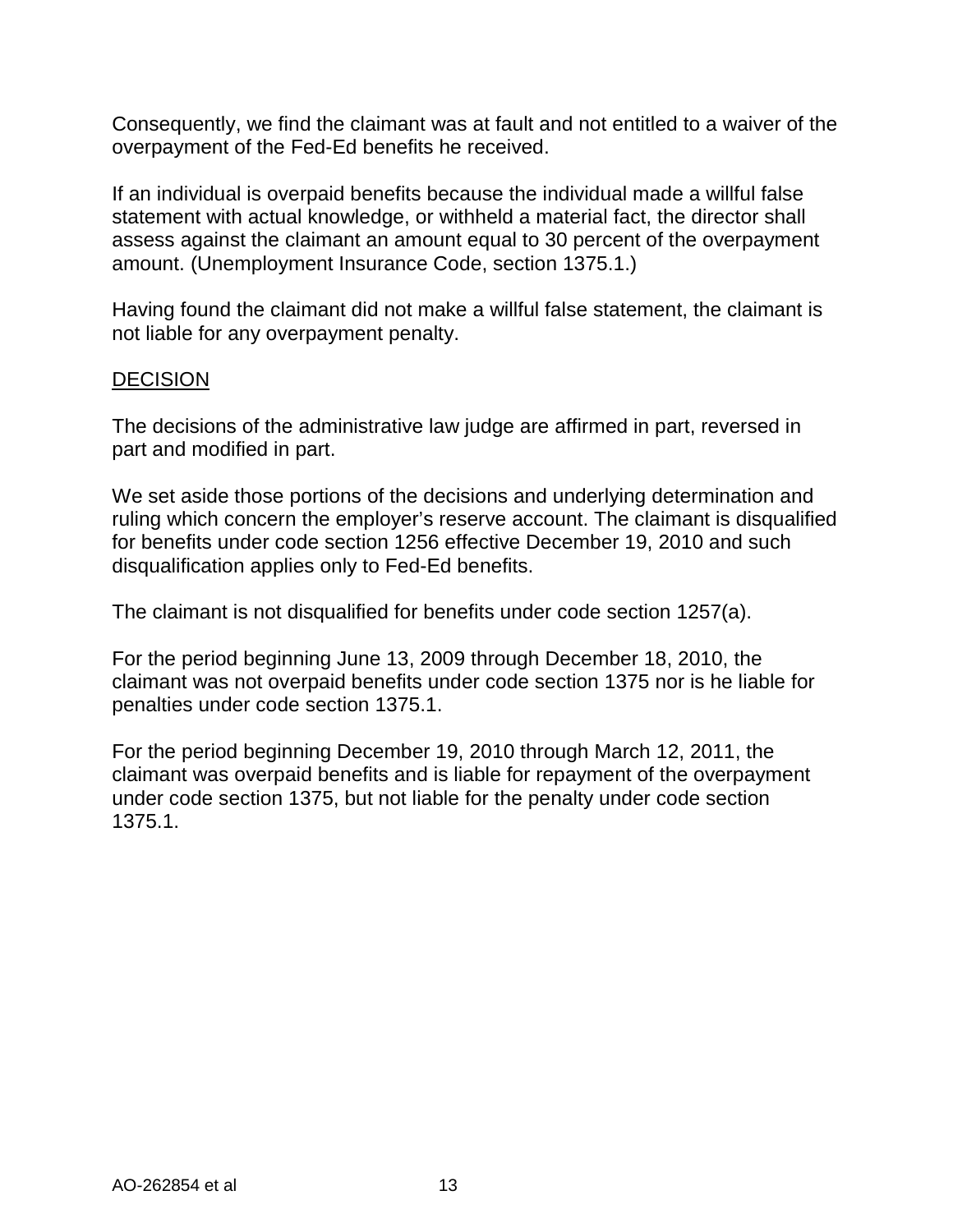Consequently, we find the claimant was at fault and not entitled to a waiver of the overpayment of the Fed-Ed benefits he received.

If an individual is overpaid benefits because the individual made a willful false statement with actual knowledge, or withheld a material fact, the director shall assess against the claimant an amount equal to 30 percent of the overpayment amount. (Unemployment Insurance Code, section 1375.1.)

Having found the claimant did not make a willful false statement, the claimant is not liable for any overpayment penalty.

## DECISION

The decisions of the administrative law judge are affirmed in part, reversed in part and modified in part.

We set aside those portions of the decisions and underlying determination and ruling which concern the employer's reserve account. The claimant is disqualified for benefits under code section 1256 effective December 19, 2010 and such disqualification applies only to Fed-Ed benefits.

The claimant is not disqualified for benefits under code section 1257(a).

For the period beginning June 13, 2009 through December 18, 2010, the claimant was not overpaid benefits under code section 1375 nor is he liable for penalties under code section 1375.1.

For the period beginning December 19, 2010 through March 12, 2011, the claimant was overpaid benefits and is liable for repayment of the overpayment under code section 1375, but not liable for the penalty under code section 1375.1.